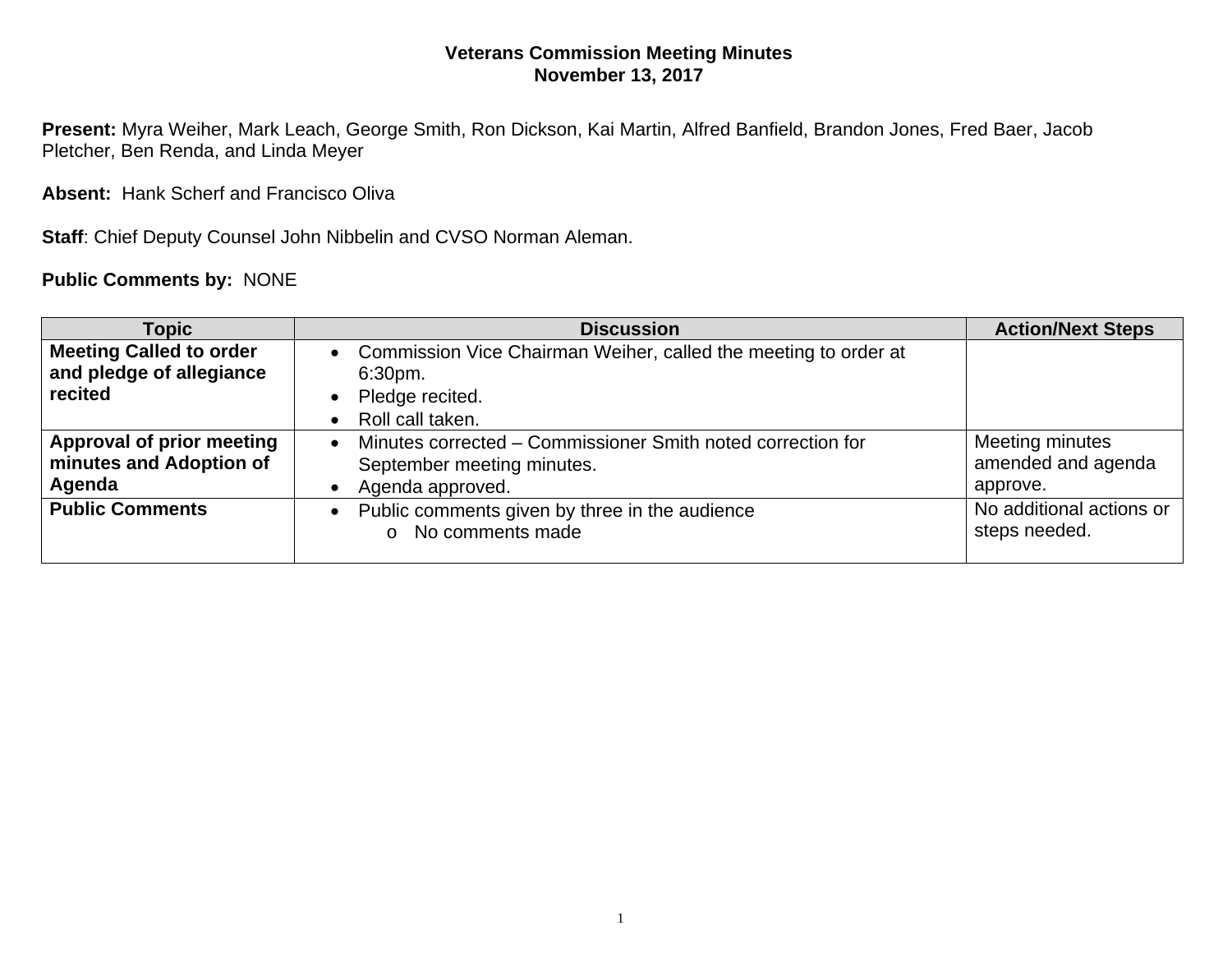# Veterans Commission Meeting Minutes
## November 13, 2017

**Present:** Myra Weiher, Mark Leach, George Smith, Ron Dickson, Kai Martin, Alfred Banfield, Brandon Jones, Fred Baer, Jacob Pletcher, Ben Renda, and Linda Meyer

**Absent:** Hank Scherf and Francisco Oliva

**Staff**: Chief Deputy Counsel John Nibbelin and CVSO Norman Aleman.

**Public Comments by:** NONE

| Topic | Discussion | Action/Next Steps |
|---|---|---|
| **Meeting Called to order and pledge of allegiance recited** | • Commission Vice Chairman Weiher, called the meeting to order at 6:30pm.<br>• Pledge recited.<br>• Roll call taken. | |
| **Approval of prior meeting minutes and Adoption of Agenda** | • Minutes corrected – Commissioner Smith noted correction for September meeting minutes.<br>• Agenda approved. | Meeting minutes amended and agenda approve. |
| **Public Comments** | • Public comments given by three in the audience<br>  o No comments made | No additional actions or steps needed. |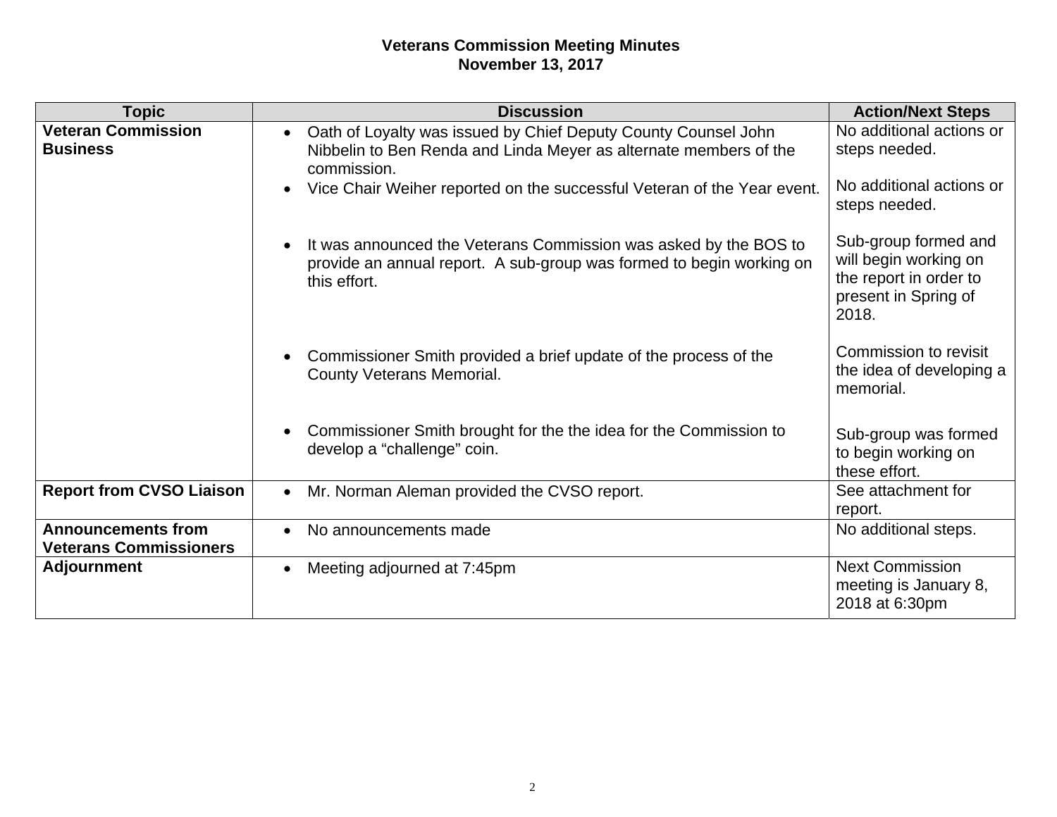**Veterans Commission Meeting Minutes**
**November 13, 2017**

| Topic | Discussion | Action/Next Steps |
|---|---|---|
| **Veteran Commission Business** | • Oath of Loyalty was issued by Chief Deputy County Counsel John Nibbelin to Ben Renda and Linda Meyer as alternate members of the commission. | No additional actions or steps needed. |
| | • Vice Chair Weiher reported on the successful Veteran of the Year event. | No additional actions or steps needed. |
| | • It was announced the Veterans Commission was asked by the BOS to provide an annual report. A sub-group was formed to begin working on this effort. | Sub-group formed and will begin working on the report in order to present in Spring of 2018. |
| | • Commissioner Smith provided a brief update of the process of the County Veterans Memorial. | Commission to revisit the idea of developing a memorial. |
| | • Commissioner Smith brought for the the idea for the Commission to develop a "challenge" coin. | Sub-group was formed to begin working on these effort. |
| **Report from CVSO Liaison** | • Mr. Norman Aleman provided the CVSO report. | See attachment for report. |
| **Announcements from Veterans Commissioners** | • No announcements made | No additional steps. |
| **Adjournment** | • Meeting adjourned at 7:45pm | Next Commission meeting is January 8, 2018 at 6:30pm |